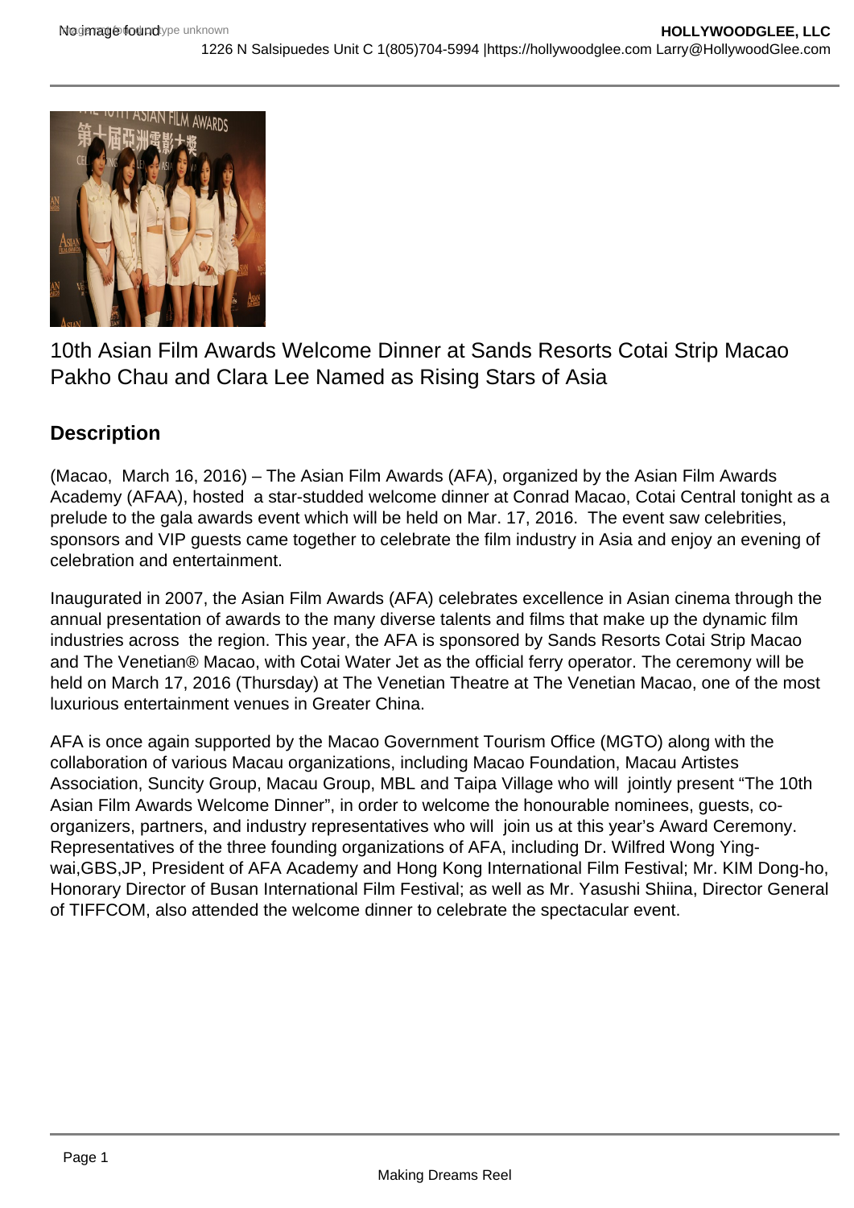10th Asian Film Awards Welcome Dinner at Sands Resorts Cotai Strip Macao Pakho Chau and Clara Lee Named as Rising Stars of Asia

## Description

(Macao, March 16, 2016) – The Asian Film Awards (AFA), organized by the Asian Film Awards Academy (AFAA), hosted a star-studded welcome dinner at Conrad Macao, Cotai Central tonight as a prelude to the gala awards event which will be held on Mar. 17, 2016. The event saw celebrities, sponsors and VIP guests came together to celebrate the film industry in Asia and enjoy an evening of celebration and entertainment.

Inaugurated in 2007, the Asian Film Awards (AFA) celebrates excellence in Asian cinema through the annual presentation of awards to the many diverse talents and films that make up the dynamic film industries across the region. This year, the AFA is sponsored by Sands Resorts Cotai Strip Macao and The Venetian® Macao, with Cotai Water Jet as the official ferry operator. The ceremony will be held on March 17, 2016 (Thursday) at The Venetian Theatre at The Venetian Macao, one of the most luxurious entertainment venues in Greater China.

AFA is once again supported by the Macao Government Tourism Office (MGTO) along with the collaboration of various Macau organizations, including Macao Foundation, Macau Artistes Association, Suncity Group, Macau Group, MBL and Taipa Village who will jointly present "The 10th Asian Film Awards Welcome Dinner", in order to welcome the honourable nominees, guests, co-organizers, partners, and industry representatives who will join us at this year's Award Ceremony. Representatives of the three founding organizations of AFA, including Dr. Wilfred Wong Ying-wai,GBS,JP, President of AFA Academy and Hong Kong International Film Festival; Mr. KIM Dong-ho, Honorary Director of Busan International Film Festival; as well as Mr. Yasushi Shiina, Director General of TIFFCOM, also attended the welcome dinner to celebrate the spectacular event.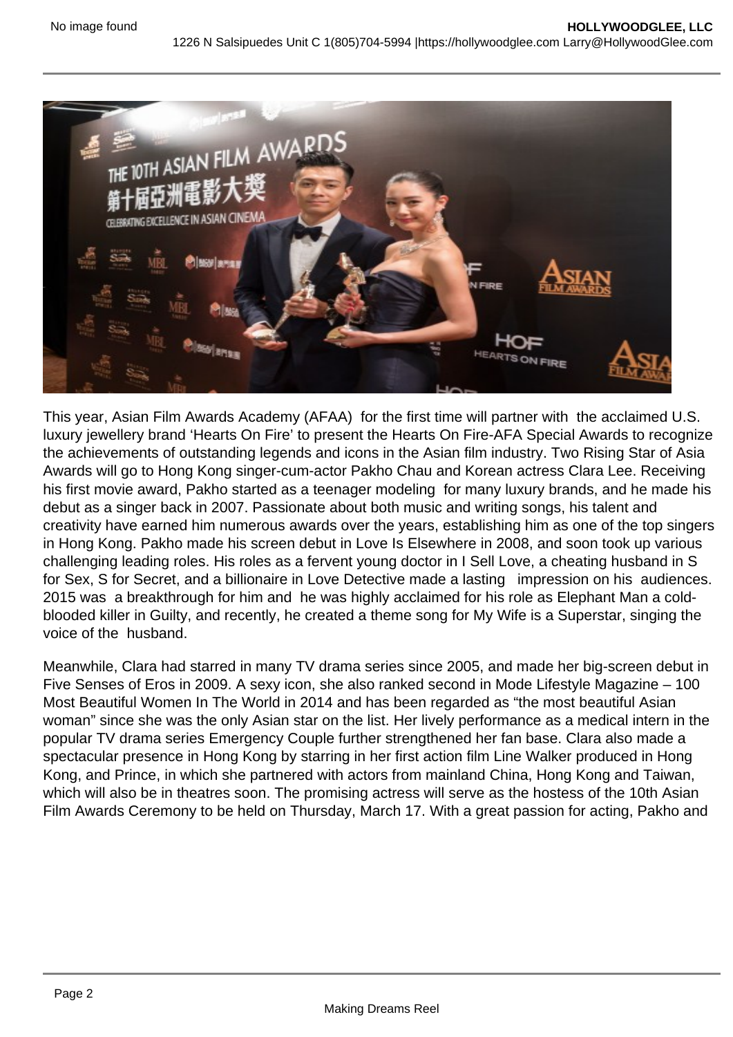This year, Asian Film Awards Academy (AFAA) for the first time will partner with the acclaimed U.S. luxury jewellery brand 'Hearts On Fire' to present the Hearts On Fire-AFA Special Awards to recognize the achievements of outstanding legends and icons in the Asian film industry. Two Rising Star of Asia Awards will go to Hong Kong singer-cum-actor Pakho Chau and Korean actress Clara Lee. Receiving his first movie award, Pakho started as a teenager modeling for many luxury brands, and he made his debut as a singer back in 2007. Passionate about both music and writing songs, his talent and creativity have earned him numerous awards over the years, establishing him as one of the top singers in Hong Kong. Pakho made his screen debut in Love Is Elsewhere in 2008, and soon took up various challenging leading roles. His roles as a fervent young doctor in I Sell Love, a cheating husband in S for Sex, S for Secret, and a billionaire in Love Detective made a lasting impression on his audiences. 2015 was a breakthrough for him and he was highly acclaimed for his role as Elephant Man a cold-blooded killer in Guilty, and recently, he created a theme song for My Wife is a Superstar, singing the voice of the husband.

Meanwhile, Clara had starred in many TV drama series since 2005, and made her big-screen debut in Five Senses of Eros in 2009. A sexy icon, she also ranked second in Mode Lifestyle Magazine – 100 Most Beautiful Women In The World in 2014 and has been regarded as "the most beautiful Asian woman" since she was the only Asian star on the list. Her lively performance as a medical intern in the popular TV drama series Emergency Couple further strengthened her fan base. Clara also made a spectacular presence in Hong Kong by starring in her first action film Line Walker produced in Hong Kong, and Prince, in which she partnered with actors from mainland China, Hong Kong and Taiwan, which will also be in theatres soon. The promising actress will serve as the hostess of the 10th Asian Film Awards Ceremony to be held on Thursday, March 17. With a great passion for acting, Pakho and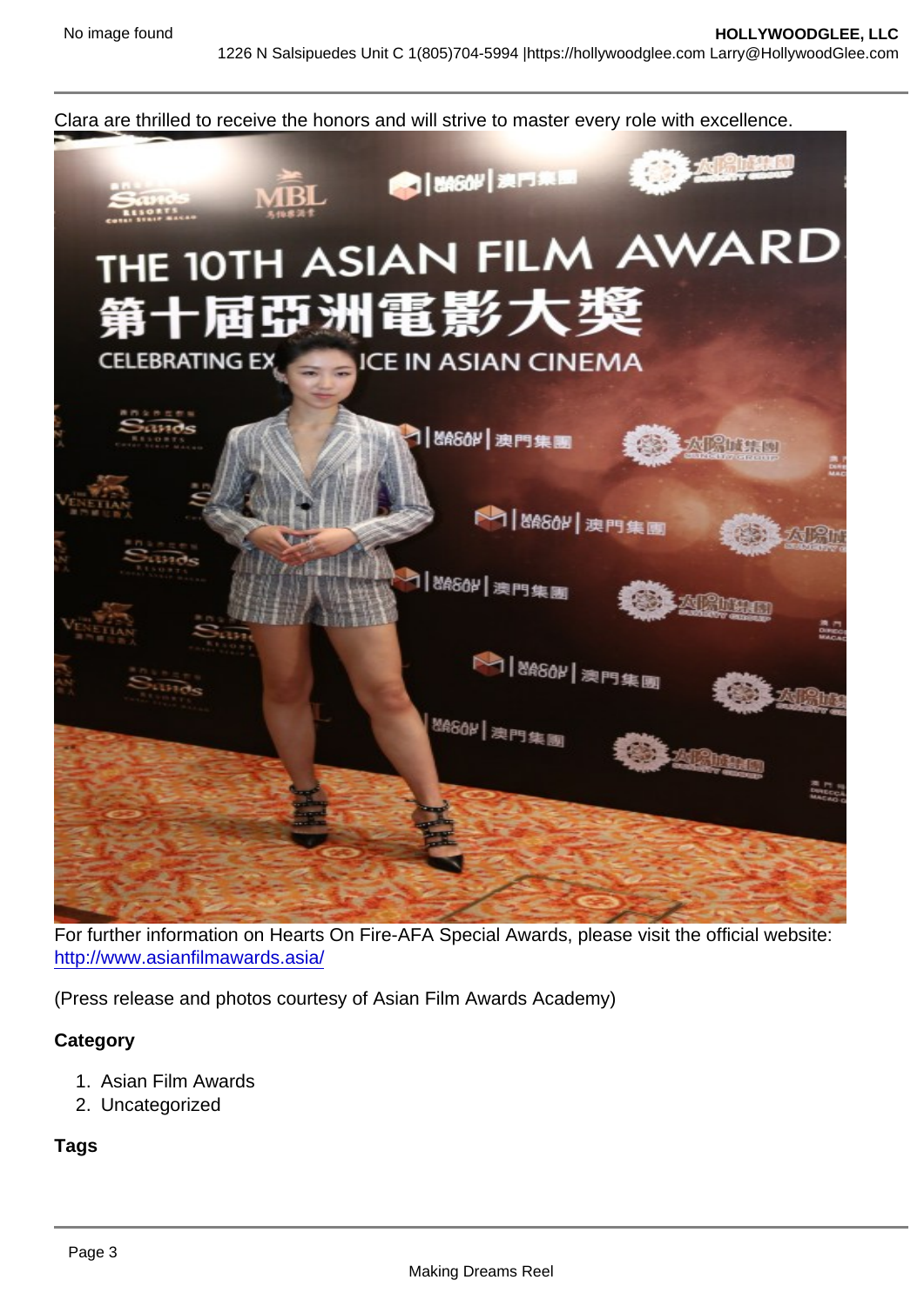Clara are thrilled to receive the honors and will strive to master every role with excellence.

For further information on Hearts On Fire-AFA Special Awards, please visit the official website: [http://www.asianfilmawards.asia/](http://www.asianfilmawards.asia/)

(Press release and photos courtesy of Asian Film Awards Academy)

**Category**

1. Asian Film Awards
2. Uncategorized

**Tags**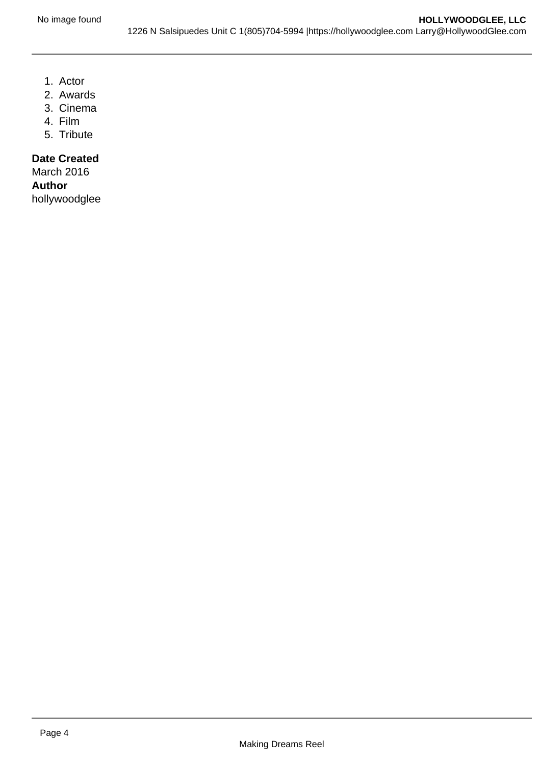1. Actor
2. Awards
3. Cinema
4. Film
5. Tribute

**Date Created**
March 2016
**Author**
hollywoodglee